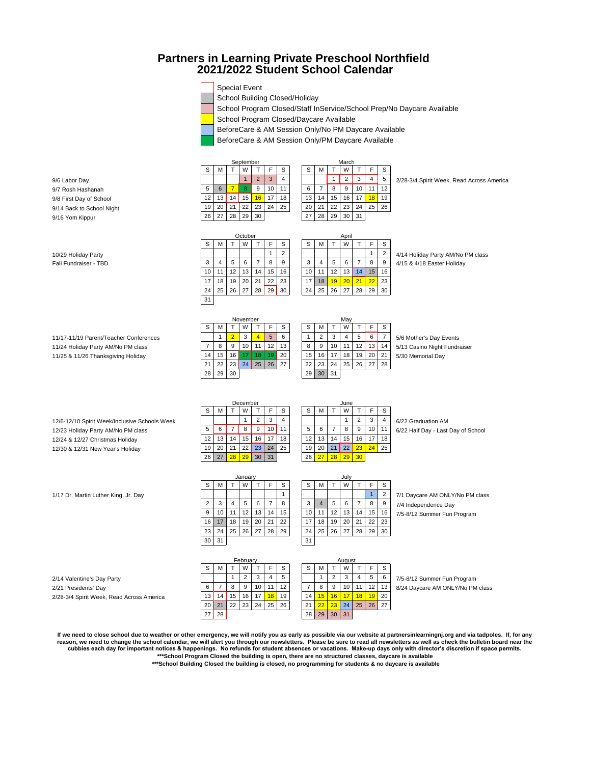# Partners in Learning Private Preschool Northfield
## 2021/2022 Student School Calendar

- Special Event
- School Building Closed/Holiday
- School Program Closed/Staff InService/School Prep/No Daycare Available
- School Program Closed/Daycare Available
- BeforeCare & AM Session Only/No PM Daycare Available
- BeforeCare & AM Session Only/PM Daycare Available

9/6 Labor Day
9/7 Rosh Hashanah
9/8 First Day of School
9/14 Back to School Night
9/16 Yom Kippur

**September**

| S | M | T | W | T | F | S |
|---|---|---|---|---|---|---|
| | | | 1 | 2 | 3 | 4 |
| 5 | 6 | 7 | 8 | 9 | 10 | 11 |
| 12 | 13 | 14 | 15 | 16 | 17 | 18 |
| 19 | 20 | 21 | 22 | 23 | 24 | 25 |
| 26 | 27 | 28 | 29 | 30 | | |

**March**

| S | M | T | W | T | F | S |
|---|---|---|---|---|---|---|
| | | 1 | 2 | 3 | 4 | 5 |
| 6 | 7 | 8 | 9 | 10 | 11 | 12 |
| 13 | 14 | 15 | 16 | 17 | 18 | 19 |
| 20 | 21 | 22 | 23 | 24 | 25 | 26 |
| 27 | 28 | 29 | 30 | 31 | | |

2/28-3/4 Spirit Week, Read Across America

10/29 Holiday Party
Fall Fundraiser - TBD

**October**

| S | M | T | W | T | F | S |
|---|---|---|---|---|---|---|
| | | | | | 1 | 2 |
| 3 | 4 | 5 | 6 | 7 | 8 | 9 |
| 10 | 11 | 12 | 13 | 14 | 15 | 16 |
| 17 | 18 | 19 | 20 | 21 | 22 | 23 |
| 24 | 25 | 26 | 27 | 28 | 29 | 30 |
| 31 | | | | | | |

**April**

| S | M | T | W | T | F | S |
|---|---|---|---|---|---|---|
| | | | | | 1 | 2 |
| 3 | 4 | 5 | 6 | 7 | 8 | 9 |
| 10 | 11 | 12 | 13 | 14 | 15 | 16 |
| 17 | 18 | 19 | 20 | 21 | 22 | 23 |
| 24 | 25 | 26 | 27 | 28 | 29 | 30 |

4/14 Holiday Party AM/No PM class
4/15 & 4/18 Easter Holiday

11/17-11/19 Parent/Teacher Conferences
11/24 Holiday Party AM/No PM class
11/25 & 11/26 Thanksgiving Holiday

**November**

| S | M | T | W | T | F | S |
|---|---|---|---|---|---|---|
| | 1 | 2 | 3 | 4 | 5 | 6 |
| 7 | 8 | 9 | 10 | 11 | 12 | 13 |
| 14 | 15 | 16 | 17 | 18 | 19 | 20 |
| 21 | 22 | 23 | 24 | 25 | 26 | 27 |
| 28 | 29 | 30 | | | | |

**May**

| S | M | T | W | T | F | S |
|---|---|---|---|---|---|---|
| 1 | 2 | 3 | 4 | 5 | 6 | 7 |
| 8 | 9 | 10 | 11 | 12 | 13 | 14 |
| 15 | 16 | 17 | 18 | 19 | 20 | 21 |
| 22 | 23 | 24 | 25 | 26 | 27 | 28 |
| 29 | 30 | 31 | | | | |

5/6 Mother's Day Events
5/13 Casino Night Fundraiser
5/30 Memorial Day

12/6-12/10 Spirit Week/Inclusive Schools Week
12/23 Holiday Party AM/No PM class
12/24 & 12/27 Christmas Holiday
12/30 & 12/31 New Year's Holiday

**December**

| S | M | T | W | T | F | S |
|---|---|---|---|---|---|---|
| | | | 1 | 2 | 3 | 4 |
| 5 | 6 | 7 | 8 | 9 | 10 | 11 |
| 12 | 13 | 14 | 15 | 16 | 17 | 18 |
| 19 | 20 | 21 | 22 | 23 | 24 | 25 |
| 26 | 27 | 28 | 29 | 30 | 31 | |

**June**

| S | M | T | W | T | F | S |
|---|---|---|---|---|---|---|
| | | | 1 | 2 | 3 | 4 |
| 5 | 6 | 7 | 8 | 9 | 10 | 11 |
| 12 | 13 | 14 | 15 | 16 | 17 | 18 |
| 19 | 20 | 21 | 22 | 23 | 24 | 25 |
| 26 | 27 | 28 | 29 | 30 | | |

6/22 Graduation AM
6/22 Half Day - Last Day of School

1/17 Dr. Martin Luther King, Jr. Day

**January**

| S | M | T | W | T | F | S |
|---|---|---|---|---|---|---|
| | | | | | | 1 |
| 2 | 3 | 4 | 5 | 6 | 7 | 8 |
| 9 | 10 | 11 | 12 | 13 | 14 | 15 |
| 16 | 17 | 18 | 19 | 20 | 21 | 22 |
| 23 | 24 | 25 | 26 | 27 | 28 | 29 |
| 30 | 31 | | | | | |

**July**

| S | M | T | W | T | F | S |
|---|---|---|---|---|---|---|
| | | | | | 1 | 2 |
| 3 | 4 | 5 | 6 | 7 | 8 | 9 |
| 10 | 11 | 12 | 13 | 14 | 15 | 16 |
| 17 | 18 | 19 | 20 | 21 | 22 | 23 |
| 24 | 25 | 26 | 27 | 28 | 29 | 30 |
| 31 | | | | | | |

7/1 Daycare AM ONLY/No PM class
7/4 Independence Day
7/5-8/12 Summer Fun Program

2/14 Valentine's Day Party
2/21 Presidents' Day
2/28-3/4 Spirit Week, Read Across America

**February**

| S | M | T | W | T | F | S |
|---|---|---|---|---|---|---|
| | | 1 | 2 | 3 | 4 | 5 |
| 6 | 7 | 8 | 9 | 10 | 11 | 12 |
| 13 | 14 | 15 | 16 | 17 | 18 | 19 |
| 20 | 21 | 22 | 23 | 24 | 25 | 26 |
| 27 | 28 | | | | | |

**August**

| S | M | T | W | T | F | S |
|---|---|---|---|---|---|---|
| | 1 | 2 | 3 | 4 | 5 | 6 |
| 7 | 8 | 9 | 10 | 11 | 12 | 13 |
| 14 | 15 | 16 | 17 | 18 | 19 | 20 |
| 21 | 22 | 23 | 24 | 25 | 26 | 27 |
| 28 | 29 | 30 | 31 | | | |

7/5-8/12 Summer Fun Program
8/24 Daycare AM ONLY/No PM class

**If we need to close school due to weather or other emergency, we will notify you as early as possible via our website at partnersinlearningnj.org and via tadpoles. If, for any reason, we need to change the school calendar, we will alert you through our newsletters. Please be sure to read all newsletters as well as check the bulletin board near the cubbies each day for important notices & happenings. No refunds for student absences or vacations. Make-up days only with director's discretion if space permits.**

**\*\*\*School Program Closed the building is open, there are no structured classes, daycare is available**

**\*\*\*School Building Closed the building is closed, no programming for students & no daycare is available**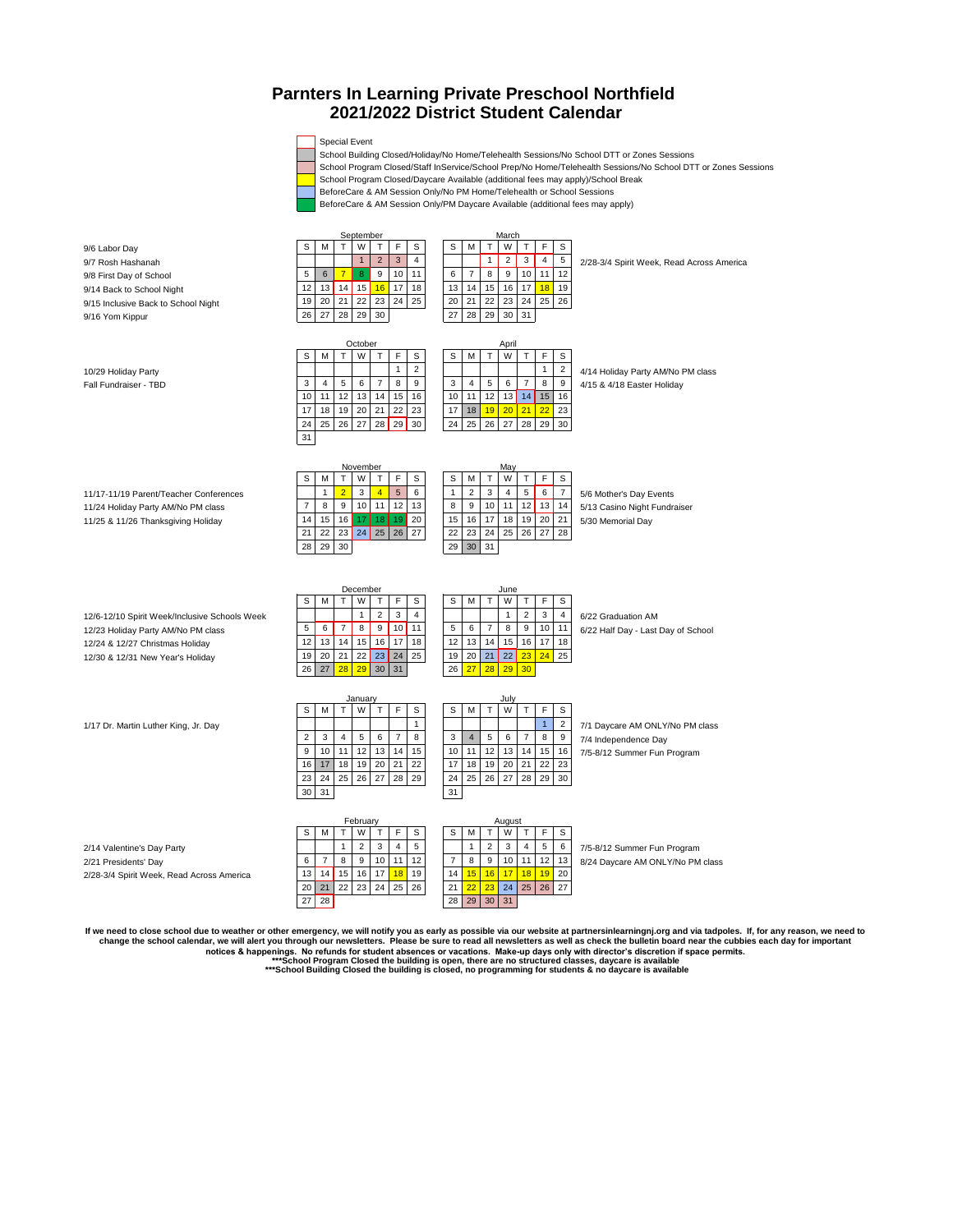# Parnters In Learning Private Preschool Northfield
# 2021/2022 District Student Calendar

- Special Event
- School Building Closed/Holiday/No Home/Telehealth Sessions/No School DTT or Zones Sessions
- School Program Closed/Staff InService/School Prep/No Home/Telehealth Sessions/No School DTT or Zones Sessions
- School Program Closed/Daycare Available (additional fees may apply)/School Break
- BeforeCare & AM Session Only/No PM Home/Telehealth or School Sessions
- BeforeCare & AM Session Only/PM Daycare Available (additional fees may apply)

9/6 Labor Day
9/7 Rosh Hashanah
9/8 First Day of School
9/14 Back to School Night
9/15 Inclusive Back to School Night
9/16 Yom Kippur

**September**

| S | M | T | W | T | F | S |
|---|---|---|---|---|---|---|
| | | | 1 | 2 | 3 | 4 |
| 5 | 6 | 7 | 8 | 9 | 10 | 11 |
| 12 | 13 | 14 | 15 | 16 | 17 | 18 |
| 19 | 20 | 21 | 22 | 23 | 24 | 25 |
| 26 | 27 | 28 | 29 | 30 | | |

**March**

| S | M | T | W | T | F | S |
|---|---|---|---|---|---|---|
| | | 1 | 2 | 3 | 4 | 5 |
| 6 | 7 | 8 | 9 | 10 | 11 | 12 |
| 13 | 14 | 15 | 16 | 17 | 18 | 19 |
| 20 | 21 | 22 | 23 | 24 | 25 | 26 |
| 27 | 28 | 29 | 30 | 31 | | |

2/28-3/4 Spirit Week, Read Across America

10/29 Holiday Party
Fall Fundraiser - TBD

**October**

| S | M | T | W | T | F | S |
|---|---|---|---|---|---|---|
| | | | | | 1 | 2 |
| 3 | 4 | 5 | 6 | 7 | 8 | 9 |
| 10 | 11 | 12 | 13 | 14 | 15 | 16 |
| 17 | 18 | 19 | 20 | 21 | 22 | 23 |
| 24 | 25 | 26 | 27 | 28 | 29 | 30 |
| 31 | | | | | | |

**April**

| S | M | T | W | T | F | S |
|---|---|---|---|---|---|---|
| | | | | | 1 | 2 |
| 3 | 4 | 5 | 6 | 7 | 8 | 9 |
| 10 | 11 | 12 | 13 | 14 | 15 | 16 |
| 17 | 18 | 19 | 20 | 21 | 22 | 23 |
| 24 | 25 | 26 | 27 | 28 | 29 | 30 |

4/14 Holiday Party AM/No PM class
4/15 & 4/18 Easter Holiday

11/17-11/19 Parent/Teacher Conferences
11/24 Holiday Party AM/No PM class
11/25 & 11/26 Thanksgiving Holiday

**November**

| S | M | T | W | T | F | S |
|---|---|---|---|---|---|---|
| | 1 | 2 | 3 | 4 | 5 | 6 |
| 7 | 8 | 9 | 10 | 11 | 12 | 13 |
| 14 | 15 | 16 | 17 | 18 | 19 | 20 |
| 21 | 22 | 23 | 24 | 25 | 26 | 27 |
| 28 | 29 | 30 | | | | |

**May**

| S | M | T | W | T | F | S |
|---|---|---|---|---|---|---|
| 1 | 2 | 3 | 4 | 5 | 6 | 7 |
| 8 | 9 | 10 | 11 | 12 | 13 | 14 |
| 15 | 16 | 17 | 18 | 19 | 20 | 21 |
| 22 | 23 | 24 | 25 | 26 | 27 | 28 |
| 29 | 30 | 31 | | | | |

5/6 Mother's Day Events
5/13 Casino Night Fundraiser
5/30 Memorial Day

12/6-12/10 Spirit Week/Inclusive Schools Week
12/23 Holiday Party AM/No PM class
12/24 & 12/27 Christmas Holiday
12/30 & 12/31 New Year's Holiday

**December**

| S | M | T | W | T | F | S |
|---|---|---|---|---|---|---|
| | | | 1 | 2 | 3 | 4 |
| 5 | 6 | 7 | 8 | 9 | 10 | 11 |
| 12 | 13 | 14 | 15 | 16 | 17 | 18 |
| 19 | 20 | 21 | 22 | 23 | 24 | 25 |
| 26 | 27 | 28 | 29 | 30 | 31 | |

**June**

| S | M | T | W | T | F | S |
|---|---|---|---|---|---|---|
| | | | 1 | 2 | 3 | 4 |
| 5 | 6 | 7 | 8 | 9 | 10 | 11 |
| 12 | 13 | 14 | 15 | 16 | 17 | 18 |
| 19 | 20 | 21 | 22 | 23 | 24 | 25 |
| 26 | 27 | 28 | 29 | 30 | | |

6/22 Graduation AM
6/22 Half Day - Last Day of School

1/17 Dr. Martin Luther King, Jr. Day

**January**

| S | M | T | W | T | F | S |
|---|---|---|---|---|---|---|
| | | | | | | 1 |
| 2 | 3 | 4 | 5 | 6 | 7 | 8 |
| 9 | 10 | 11 | 12 | 13 | 14 | 15 |
| 16 | 17 | 18 | 19 | 20 | 21 | 22 |
| 23 | 24 | 25 | 26 | 27 | 28 | 29 |
| 30 | 31 | | | | | |

**July**

| S | M | T | W | T | F | S |
|---|---|---|---|---|---|---|
| | | | | | 1 | 2 |
| 3 | 4 | 5 | 6 | 7 | 8 | 9 |
| 10 | 11 | 12 | 13 | 14 | 15 | 16 |
| 17 | 18 | 19 | 20 | 21 | 22 | 23 |
| 24 | 25 | 26 | 27 | 28 | 29 | 30 |
| 31 | | | | | | |

7/1 Daycare AM ONLY/No PM class
7/4 Independence Day
7/5-8/12 Summer Fun Program

2/14 Valentine's Day Party
2/21 Presidents' Day
2/28-3/4 Spirit Week, Read Across America

**February**

| S | M | T | W | T | F | S |
|---|---|---|---|---|---|---|
| | | 1 | 2 | 3 | 4 | 5 |
| 6 | 7 | 8 | 9 | 10 | 11 | 12 |
| 13 | 14 | 15 | 16 | 17 | 18 | 19 |
| 20 | 21 | 22 | 23 | 24 | 25 | 26 |
| 27 | 28 | | | | | |

**August**

| S | M | T | W | T | F | S |
|---|---|---|---|---|---|---|
| | 1 | 2 | 3 | 4 | 5 | 6 |
| 7 | 8 | 9 | 10 | 11 | 12 | 13 |
| 14 | 15 | 16 | 17 | 18 | 19 | 20 |
| 21 | 22 | 23 | 24 | 25 | 26 | 27 |
| 28 | 29 | 30 | 31 | | | |

7/5-8/12 Summer Fun Program
8/24 Daycare AM ONLY/No PM class

**If we need to close school due to weather or other emergency, we will notify you as early as possible via our website at partnersinlearningnj.org and via tadpoles. If, for any reason, we need to change the school calendar, we will alert you through our newsletters. Please be sure to read all newsletters as well as check the bulletin board near the cubbies each day for important notices & happenings. No refunds for student absences or vacations. Make-up days only with director's discretion if space permits.**

**\*\*\*School Program Closed the building is open, there are no structured classes, daycare is available**

**\*\*\*School Building Closed the building is closed, no programming for students & no daycare is available**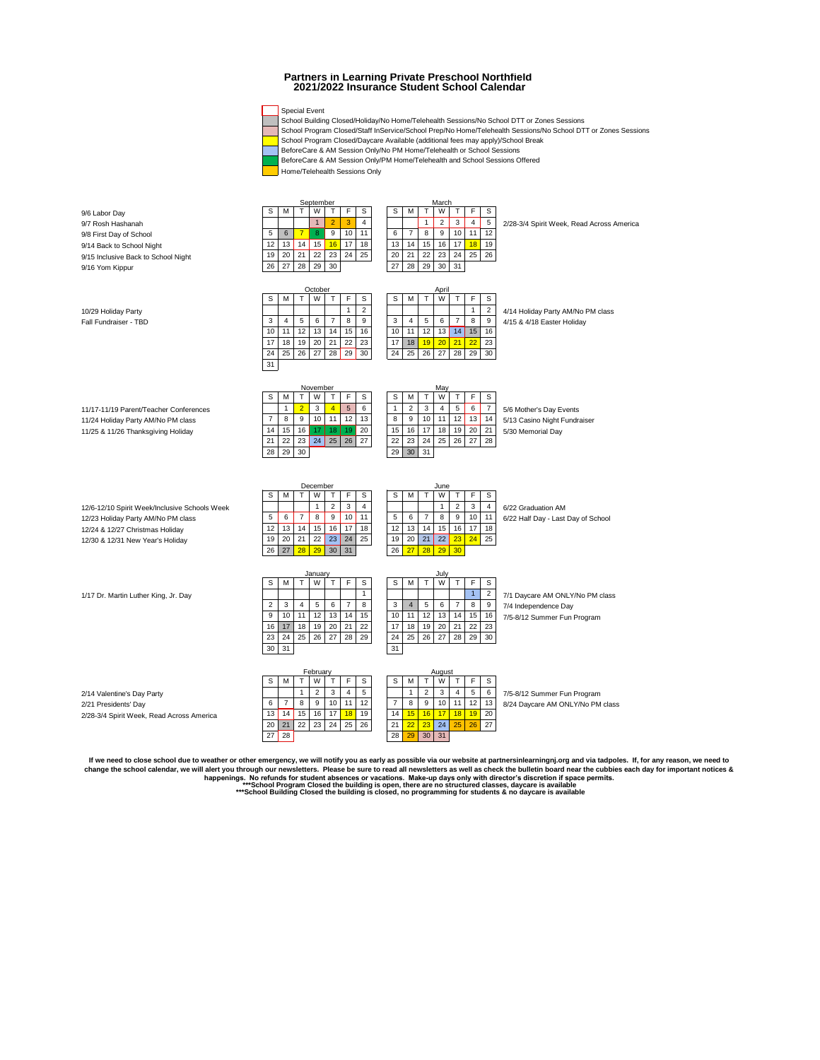# Partners in Learning Private Preschool Northfield
## 2021/2022 Insurance Student School Calendar

- Special Event
- School Building Closed/Holiday/No Home/Telehealth Sessions/No School DTT or Zones Sessions
- School Program Closed/Staff InService/School Prep/No Home/Telehealth Sessions/No School DTT or Zones Sessions
- School Program Closed/Daycare Available (additional fees may apply)/School Break
- BeforeCare & AM Session Only/No PM Home/Telehealth or School Sessions
- BeforeCare & AM Session Only/PM Home/Telehealth and School Sessions Offered
- Home/Telehealth Sessions Only

9/6 Labor Day
9/7 Rosh Hashanah
9/8 First Day of School
9/14 Back to School Night
9/15 Inclusive Back to School Night
9/16 Yom Kippur

**September**

| S | M | T | W | T | F | S |
|---|---|---|---|---|---|---|
| | | | 1 | 2 | 3 | 4 |
| 5 | 6 | 7 | 8 | 9 | 10 | 11 |
| 12 | 13 | 14 | 15 | 16 | 17 | 18 |
| 19 | 20 | 21 | 22 | 23 | 24 | 25 |
| 26 | 27 | 28 | 29 | 30 | | |

**March**

| S | M | T | W | T | F | S |
|---|---|---|---|---|---|---|
| | | 1 | 2 | 3 | 4 | 5 |
| 6 | 7 | 8 | 9 | 10 | 11 | 12 |
| 13 | 14 | 15 | 16 | 17 | 18 | 19 |
| 20 | 21 | 22 | 23 | 24 | 25 | 26 |
| 27 | 28 | 29 | 30 | 31 | | |

2/28-3/4 Spirit Week, Read Across America

10/29 Holiday Party
Fall Fundraiser - TBD

**October**

| S | M | T | W | T | F | S |
|---|---|---|---|---|---|---|
| | | | | | 1 | 2 |
| 3 | 4 | 5 | 6 | 7 | 8 | 9 |
| 10 | 11 | 12 | 13 | 14 | 15 | 16 |
| 17 | 18 | 19 | 20 | 21 | 22 | 23 |
| 24 | 25 | 26 | 27 | 28 | 29 | 30 |
| 31 | | | | | | |

**April**

| S | M | T | W | T | F | S |
|---|---|---|---|---|---|---|
| | | | | | 1 | 2 |
| 3 | 4 | 5 | 6 | 7 | 8 | 9 |
| 10 | 11 | 12 | 13 | 14 | 15 | 16 |
| 17 | 18 | 19 | 20 | 21 | 22 | 23 |
| 24 | 25 | 26 | 27 | 28 | 29 | 30 |

4/14 Holiday Party AM/No PM class
4/15 & 4/18 Easter Holiday

11/17-11/19 Parent/Teacher Conferences
11/24 Holiday Party AM/No PM class
11/25 & 11/26 Thanksgiving Holiday

**November**

| S | M | T | W | T | F | S |
|---|---|---|---|---|---|---|
| | 1 | 2 | 3 | 4 | 5 | 6 |
| 7 | 8 | 9 | 10 | 11 | 12 | 13 |
| 14 | 15 | 16 | 17 | 18 | 19 | 20 |
| 21 | 22 | 23 | 24 | 25 | 26 | 27 |
| 28 | 29 | 30 | | | | |

**May**

| S | M | T | W | T | F | S |
|---|---|---|---|---|---|---|
| 1 | 2 | 3 | 4 | 5 | 6 | 7 |
| 8 | 9 | 10 | 11 | 12 | 13 | 14 |
| 15 | 16 | 17 | 18 | 19 | 20 | 21 |
| 22 | 23 | 24 | 25 | 26 | 27 | 28 |
| 29 | 30 | 31 | | | | |

5/6 Mother's Day Events
5/13 Casino Night Fundraiser
5/30 Memorial Day

12/6-12/10 Spirit Week/Inclusive Schools Week
12/23 Holiday Party AM/No PM class
12/24 & 12/27 Christmas Holiday
12/30 & 12/31 New Year's Holiday

**December**

| S | M | T | W | T | F | S |
|---|---|---|---|---|---|---|
| | | | 1 | 2 | 3 | 4 |
| 5 | 6 | 7 | 8 | 9 | 10 | 11 |
| 12 | 13 | 14 | 15 | 16 | 17 | 18 |
| 19 | 20 | 21 | 22 | 23 | 24 | 25 |
| 26 | 27 | 28 | 29 | 30 | 31 | |

**June**

| S | M | T | W | T | F | S |
|---|---|---|---|---|---|---|
| | | | 1 | 2 | 3 | 4 |
| 5 | 6 | 7 | 8 | 9 | 10 | 11 |
| 12 | 13 | 14 | 15 | 16 | 17 | 18 |
| 19 | 20 | 21 | 22 | 23 | 24 | 25 |
| 26 | 27 | 28 | 29 | 30 | | |

6/22 Graduation AM
6/22 Half Day - Last Day of School

1/17 Dr. Martin Luther King, Jr. Day

**January**

| S | M | T | W | T | F | S |
|---|---|---|---|---|---|---|
| | | | | | | 1 |
| 2 | 3 | 4 | 5 | 6 | 7 | 8 |
| 9 | 10 | 11 | 12 | 13 | 14 | 15 |
| 16 | 17 | 18 | 19 | 20 | 21 | 22 |
| 23 | 24 | 25 | 26 | 27 | 28 | 29 |
| 30 | 31 | | | | | |

**July**

| S | M | T | W | T | F | S |
|---|---|---|---|---|---|---|
| | | | | | 1 | 2 |
| 3 | 4 | 5 | 6 | 7 | 8 | 9 |
| 10 | 11 | 12 | 13 | 14 | 15 | 16 |
| 17 | 18 | 19 | 20 | 21 | 22 | 23 |
| 24 | 25 | 26 | 27 | 28 | 29 | 30 |
| 31 | | | | | | |

7/1 Daycare AM ONLY/No PM class
7/4 Independence Day
7/5-8/12 Summer Fun Program

2/14 Valentine's Day Party
2/21 Presidents' Day
2/28-3/4 Spirit Week, Read Across America

**February**

| S | M | T | W | T | F | S |
|---|---|---|---|---|---|---|
| | | 1 | 2 | 3 | 4 | 5 |
| 6 | 7 | 8 | 9 | 10 | 11 | 12 |
| 13 | 14 | 15 | 16 | 17 | 18 | 19 |
| 20 | 21 | 22 | 23 | 24 | 25 | 26 |
| 27 | 28 | | | | | |

**August**

| S | M | T | W | T | F | S |
|---|---|---|---|---|---|---|
| | 1 | 2 | 3 | 4 | 5 | 6 |
| 7 | 8 | 9 | 10 | 11 | 12 | 13 |
| 14 | 15 | 16 | 17 | 18 | 19 | 20 |
| 21 | 22 | 23 | 24 | 25 | 26 | 27 |
| 28 | 29 | 30 | 31 | | | |

7/5-8/12 Summer Fun Program
8/24 Daycare AM ONLY/No PM class

**If we need to close school due to weather or other emergency, we will notify you as early as possible via our website at partnersinlearningnj.org and via tadpoles. If, for any reason, we need to change the school calendar, we will alert you through our newsletters. Please be sure to read all newsletters as well as check the bulletin board near the cubbies each day for important notices & happenings. No refunds for student absences or vacations. Make-up days only with director's discretion if space permits.**

**\*\*\*School Program Closed the building is open, there are no structured classes, daycare is available**

**\*\*\*School Building Closed the building is closed, no programming for students & no daycare is available**